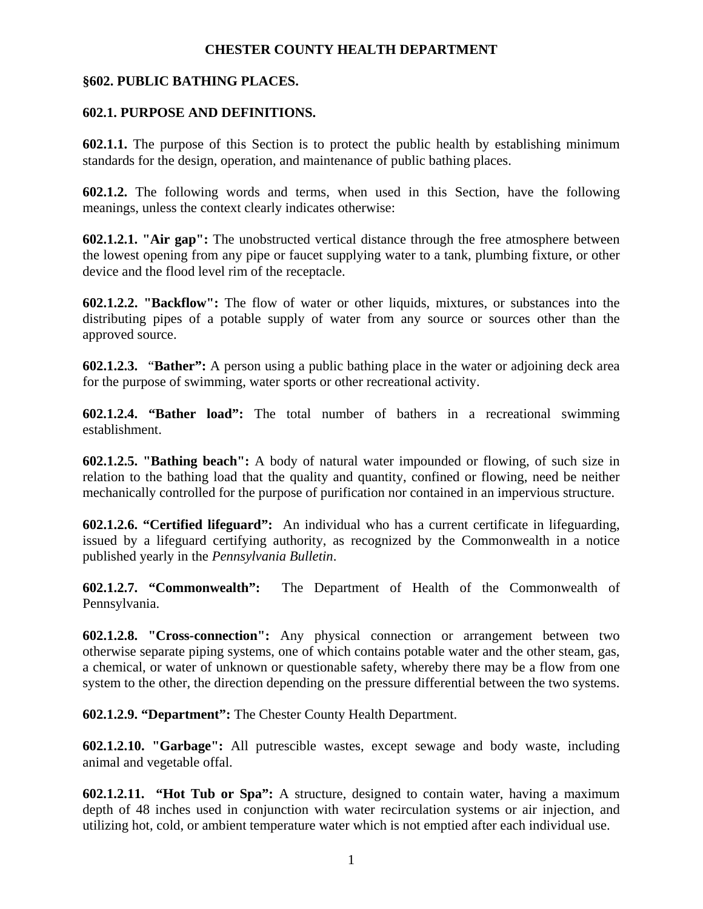# CHESTER COUNTY HEALTH DEPARTMENT

## §602. PUBLIC BATHING PLACES.

### 602.1. PURPOSE AND DEFINITIONS.

**602.1.1.** The purpose of this Section is to protect the public health by establishing minimum standards for the design, operation, and maintenance of public bathing places.

**602.1.2.** The following words and terms, when used in this Section, have the following meanings, unless the context clearly indicates otherwise:

**602.1.2.1. "Air gap":** The unobstructed vertical distance through the free atmosphere between the lowest opening from any pipe or faucet supplying water to a tank, plumbing fixture, or other device and the flood level rim of the receptacle.

**602.1.2.2. "Backflow":** The flow of water or other liquids, mixtures, or substances into the distributing pipes of a potable supply of water from any source or sources other than the approved source.

**602.1.2.3.** "**Bather":** A person using a public bathing place in the water or adjoining deck area for the purpose of swimming, water sports or other recreational activity.

**602.1.2.4. "Bather load":** The total number of bathers in a recreational swimming establishment.

**602.1.2.5. "Bathing beach":** A body of natural water impounded or flowing, of such size in relation to the bathing load that the quality and quantity, confined or flowing, need be neither mechanically controlled for the purpose of purification nor contained in an impervious structure.

**602.1.2.6. "Certified lifeguard":** An individual who has a current certificate in lifeguarding, issued by a lifeguard certifying authority, as recognized by the Commonwealth in a notice published yearly in the *Pennsylvania Bulletin*.

**602.1.2.7. "Commonwealth":** The Department of Health of the Commonwealth of Pennsylvania.

**602.1.2.8. "Cross-connection":** Any physical connection or arrangement between two otherwise separate piping systems, one of which contains potable water and the other steam, gas, a chemical, or water of unknown or questionable safety, whereby there may be a flow from one system to the other, the direction depending on the pressure differential between the two systems.

**602.1.2.9. "Department":** The Chester County Health Department.

**602.1.2.10. "Garbage":** All putrescible wastes, except sewage and body waste, including animal and vegetable offal.

**602.1.2.11. "Hot Tub or Spa":** A structure, designed to contain water, having a maximum depth of 48 inches used in conjunction with water recirculation systems or air injection, and utilizing hot, cold, or ambient temperature water which is not emptied after each individual use.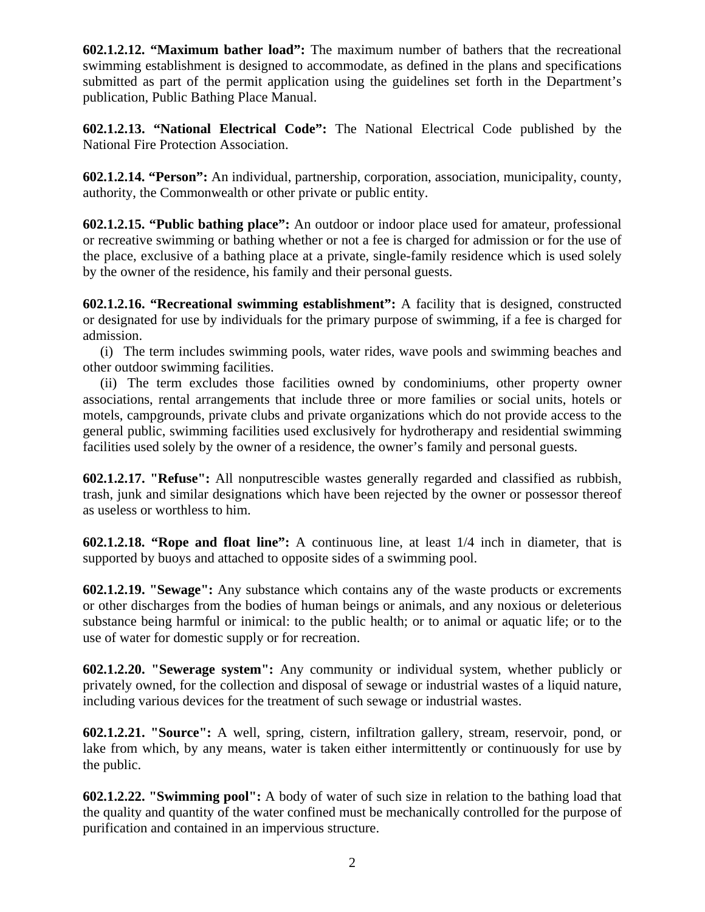**602.1.2.12. “Maximum bather load”:** The maximum number of bathers that the recreational swimming establishment is designed to accommodate, as defined in the plans and specifications submitted as part of the permit application using the guidelines set forth in the Department’s publication, Public Bathing Place Manual.

**602.1.2.13. “National Electrical Code”:** The National Electrical Code published by the National Fire Protection Association.

**602.1.2.14. “Person”:** An individual, partnership, corporation, association, municipality, county, authority, the Commonwealth or other private or public entity.

**602.1.2.15. “Public bathing place”:** An outdoor or indoor place used for amateur, professional or recreative swimming or bathing whether or not a fee is charged for admission or for the use of the place, exclusive of a bathing place at a private, single-family residence which is used solely by the owner of the residence, his family and their personal guests.

**602.1.2.16. “Recreational swimming establishment”:** A facility that is designed, constructed or designated for use by individuals for the primary purpose of swimming, if a fee is charged for admission.

(i) The term includes swimming pools, water rides, wave pools and swimming beaches and other outdoor swimming facilities.

(ii) The term excludes those facilities owned by condominiums, other property owner associations, rental arrangements that include three or more families or social units, hotels or motels, campgrounds, private clubs and private organizations which do not provide access to the general public, swimming facilities used exclusively for hydrotherapy and residential swimming facilities used solely by the owner of a residence, the owner’s family and personal guests.

**602.1.2.17. "Refuse":** All nonputrescible wastes generally regarded and classified as rubbish, trash, junk and similar designations which have been rejected by the owner or possessor thereof as useless or worthless to him.

**602.1.2.18. “Rope and float line”:** A continuous line, at least 1/4 inch in diameter, that is supported by buoys and attached to opposite sides of a swimming pool.

**602.1.2.19. "Sewage":** Any substance which contains any of the waste products or excrements or other discharges from the bodies of human beings or animals, and any noxious or deleterious substance being harmful or inimical: to the public health; or to animal or aquatic life; or to the use of water for domestic supply or for recreation.

**602.1.2.20. "Sewerage system":** Any community or individual system, whether publicly or privately owned, for the collection and disposal of sewage or industrial wastes of a liquid nature, including various devices for the treatment of such sewage or industrial wastes.

**602.1.2.21. "Source":** A well, spring, cistern, infiltration gallery, stream, reservoir, pond, or lake from which, by any means, water is taken either intermittently or continuously for use by the public.

**602.1.2.22. "Swimming pool":** A body of water of such size in relation to the bathing load that the quality and quantity of the water confined must be mechanically controlled for the purpose of purification and contained in an impervious structure.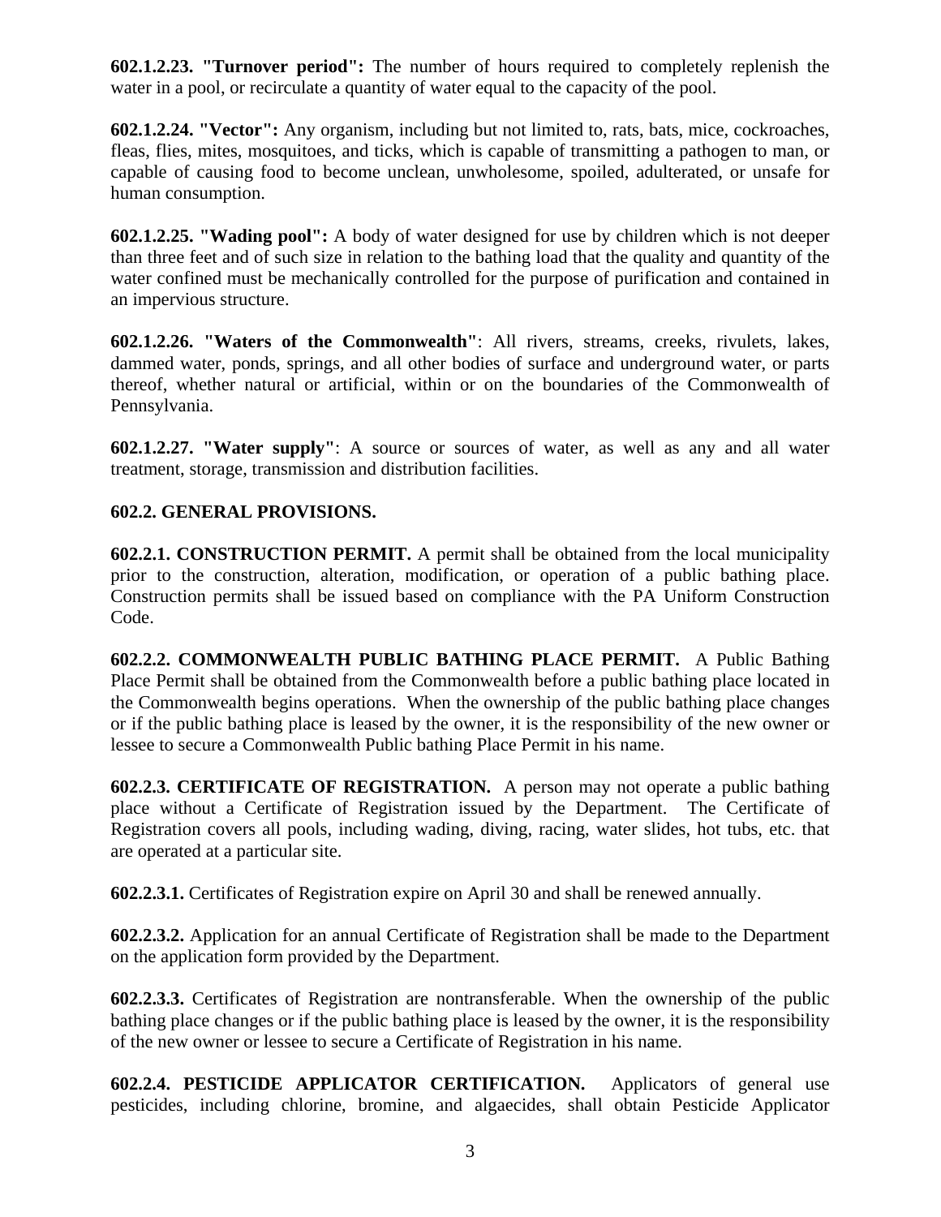**602.1.2.23. "Turnover period":** The number of hours required to completely replenish the water in a pool, or recirculate a quantity of water equal to the capacity of the pool.

**602.1.2.24. "Vector":** Any organism, including but not limited to, rats, bats, mice, cockroaches, fleas, flies, mites, mosquitoes, and ticks, which is capable of transmitting a pathogen to man, or capable of causing food to become unclean, unwholesome, spoiled, adulterated, or unsafe for human consumption.

**602.1.2.25. "Wading pool":** A body of water designed for use by children which is not deeper than three feet and of such size in relation to the bathing load that the quality and quantity of the water confined must be mechanically controlled for the purpose of purification and contained in an impervious structure.

**602.1.2.26. "Waters of the Commonwealth"**: All rivers, streams, creeks, rivulets, lakes, dammed water, ponds, springs, and all other bodies of surface and underground water, or parts thereof, whether natural or artificial, within or on the boundaries of the Commonwealth of Pennsylvania.

**602.1.2.27. "Water supply"**: A source or sources of water, as well as any and all water treatment, storage, transmission and distribution facilities.

**602.2. GENERAL PROVISIONS.**

**602.2.1. CONSTRUCTION PERMIT.** A permit shall be obtained from the local municipality prior to the construction, alteration, modification, or operation of a public bathing place. Construction permits shall be issued based on compliance with the PA Uniform Construction Code.

**602.2.2. COMMONWEALTH PUBLIC BATHING PLACE PERMIT.** A Public Bathing Place Permit shall be obtained from the Commonwealth before a public bathing place located in the Commonwealth begins operations. When the ownership of the public bathing place changes or if the public bathing place is leased by the owner, it is the responsibility of the new owner or lessee to secure a Commonwealth Public bathing Place Permit in his name.

**602.2.3. CERTIFICATE OF REGISTRATION.** A person may not operate a public bathing place without a Certificate of Registration issued by the Department. The Certificate of Registration covers all pools, including wading, diving, racing, water slides, hot tubs, etc. that are operated at a particular site.

**602.2.3.1.** Certificates of Registration expire on April 30 and shall be renewed annually.

**602.2.3.2.** Application for an annual Certificate of Registration shall be made to the Department on the application form provided by the Department.

**602.2.3.3.** Certificates of Registration are nontransferable. When the ownership of the public bathing place changes or if the public bathing place is leased by the owner, it is the responsibility of the new owner or lessee to secure a Certificate of Registration in his name.

**602.2.4. PESTICIDE APPLICATOR CERTIFICATION.** Applicators of general use pesticides, including chlorine, bromine, and algaecides, shall obtain Pesticide Applicator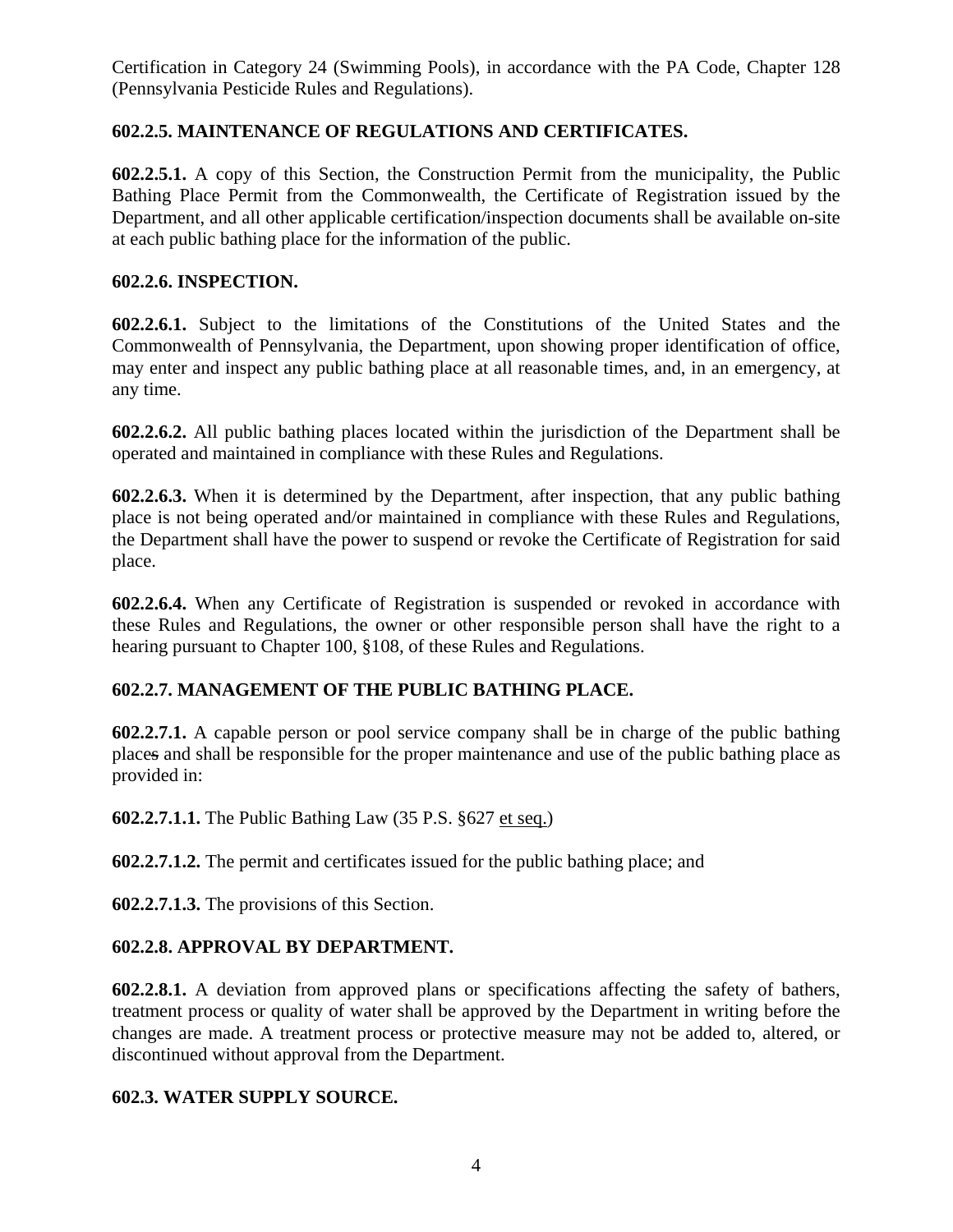Certification in Category 24 (Swimming Pools), in accordance with the PA Code, Chapter 128 (Pennsylvania Pesticide Rules and Regulations).

**602.2.5. MAINTENANCE OF REGULATIONS AND CERTIFICATES.**

**602.2.5.1.** A copy of this Section, the Construction Permit from the municipality, the Public Bathing Place Permit from the Commonwealth, the Certificate of Registration issued by the Department, and all other applicable certification/inspection documents shall be available on-site at each public bathing place for the information of the public.

**602.2.6. INSPECTION.**

**602.2.6.1.** Subject to the limitations of the Constitutions of the United States and the Commonwealth of Pennsylvania, the Department, upon showing proper identification of office, may enter and inspect any public bathing place at all reasonable times, and, in an emergency, at any time.

**602.2.6.2.** All public bathing places located within the jurisdiction of the Department shall be operated and maintained in compliance with these Rules and Regulations.

**602.2.6.3.** When it is determined by the Department, after inspection, that any public bathing place is not being operated and/or maintained in compliance with these Rules and Regulations, the Department shall have the power to suspend or revoke the Certificate of Registration for said place.

**602.2.6.4.** When any Certificate of Registration is suspended or revoked in accordance with these Rules and Regulations, the owner or other responsible person shall have the right to a hearing pursuant to Chapter 100, §108, of these Rules and Regulations.

**602.2.7. MANAGEMENT OF THE PUBLIC BATHING PLACE.**

**602.2.7.1.** A capable person or pool service company shall be in charge of the public bathing place~~s~~ and shall be responsible for the proper maintenance and use of the public bathing place as provided in:

**602.2.7.1.1.** The Public Bathing Law (35 P.S. §627 et seq.)

**602.2.7.1.2.** The permit and certificates issued for the public bathing place; and

**602.2.7.1.3.** The provisions of this Section.

**602.2.8. APPROVAL BY DEPARTMENT.**

**602.2.8.1.** A deviation from approved plans or specifications affecting the safety of bathers, treatment process or quality of water shall be approved by the Department in writing before the changes are made. A treatment process or protective measure may not be added to, altered, or discontinued without approval from the Department.

**602.3. WATER SUPPLY SOURCE.**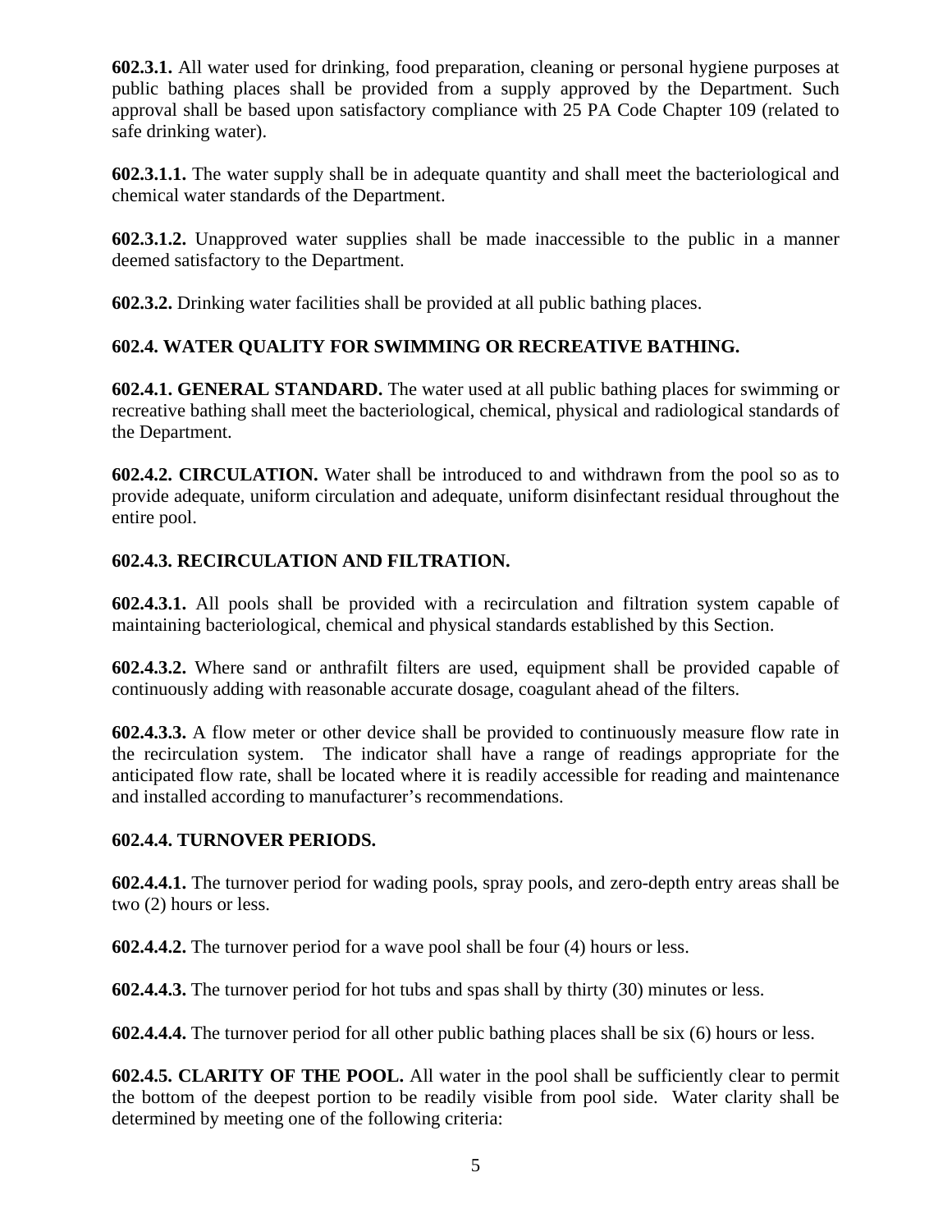**602.3.1.** All water used for drinking, food preparation, cleaning or personal hygiene purposes at public bathing places shall be provided from a supply approved by the Department. Such approval shall be based upon satisfactory compliance with 25 PA Code Chapter 109 (related to safe drinking water).

**602.3.1.1.** The water supply shall be in adequate quantity and shall meet the bacteriological and chemical water standards of the Department.

**602.3.1.2.** Unapproved water supplies shall be made inaccessible to the public in a manner deemed satisfactory to the Department.

**602.3.2.** Drinking water facilities shall be provided at all public bathing places.

**602.4. WATER QUALITY FOR SWIMMING OR RECREATIVE BATHING.**

**602.4.1. GENERAL STANDARD.** The water used at all public bathing places for swimming or recreative bathing shall meet the bacteriological, chemical, physical and radiological standards of the Department.

**602.4.2. CIRCULATION.** Water shall be introduced to and withdrawn from the pool so as to provide adequate, uniform circulation and adequate, uniform disinfectant residual throughout the entire pool.

**602.4.3. RECIRCULATION AND FILTRATION.**

**602.4.3.1.** All pools shall be provided with a recirculation and filtration system capable of maintaining bacteriological, chemical and physical standards established by this Section.

**602.4.3.2.** Where sand or anthrafilt filters are used, equipment shall be provided capable of continuously adding with reasonable accurate dosage, coagulant ahead of the filters.

**602.4.3.3.** A flow meter or other device shall be provided to continuously measure flow rate in the recirculation system. The indicator shall have a range of readings appropriate for the anticipated flow rate, shall be located where it is readily accessible for reading and maintenance and installed according to manufacturer's recommendations.

**602.4.4. TURNOVER PERIODS.**

**602.4.4.1.** The turnover period for wading pools, spray pools, and zero-depth entry areas shall be two (2) hours or less.

**602.4.4.2.** The turnover period for a wave pool shall be four (4) hours or less.

**602.4.4.3.** The turnover period for hot tubs and spas shall by thirty (30) minutes or less.

**602.4.4.4.** The turnover period for all other public bathing places shall be six (6) hours or less.

**602.4.5. CLARITY OF THE POOL.** All water in the pool shall be sufficiently clear to permit the bottom of the deepest portion to be readily visible from pool side. Water clarity shall be determined by meeting one of the following criteria: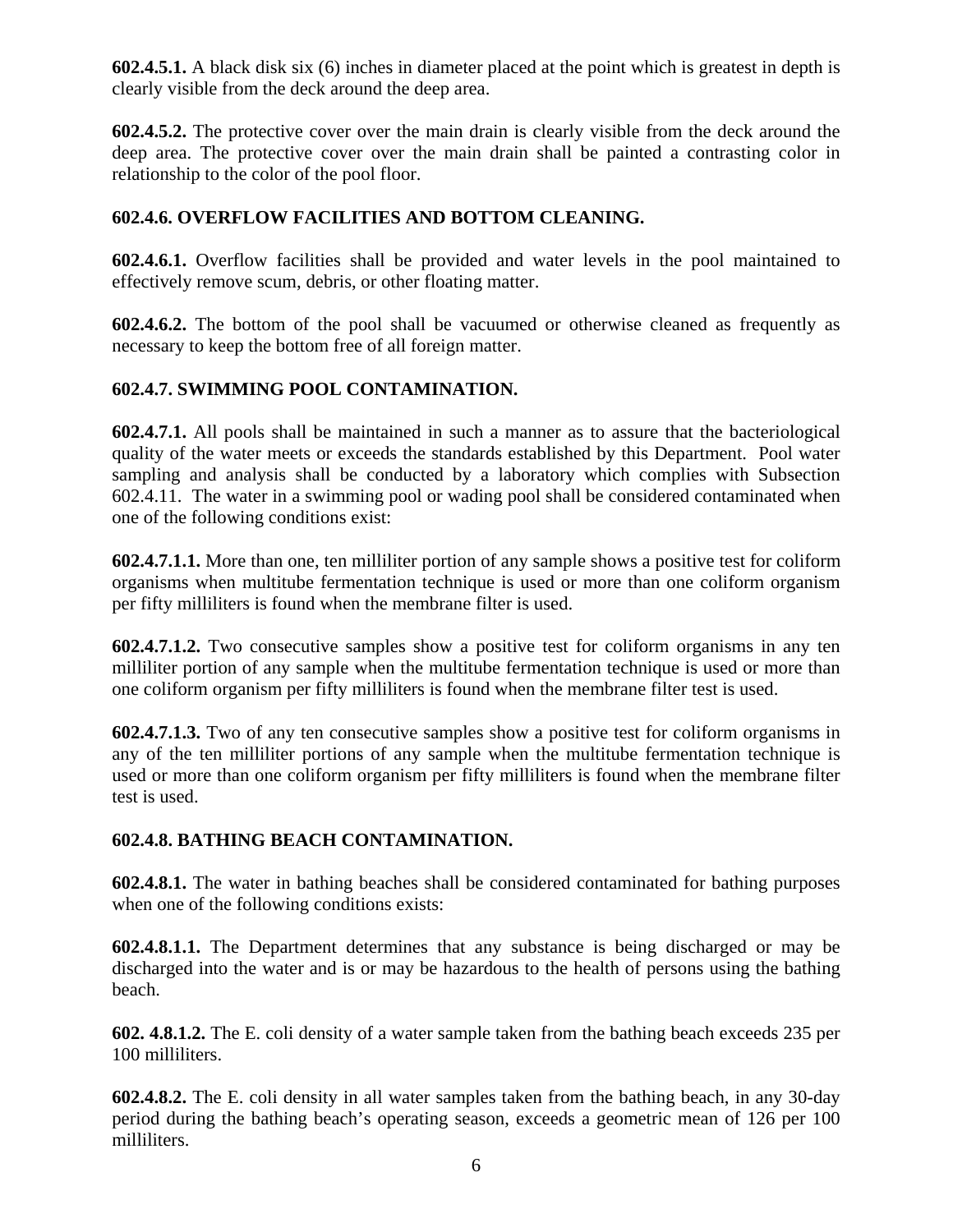**602.4.5.1.** A black disk six (6) inches in diameter placed at the point which is greatest in depth is clearly visible from the deck around the deep area.

**602.4.5.2.** The protective cover over the main drain is clearly visible from the deck around the deep area. The protective cover over the main drain shall be painted a contrasting color in relationship to the color of the pool floor.

**602.4.6. OVERFLOW FACILITIES AND BOTTOM CLEANING.**

**602.4.6.1.** Overflow facilities shall be provided and water levels in the pool maintained to effectively remove scum, debris, or other floating matter.

**602.4.6.2.** The bottom of the pool shall be vacuumed or otherwise cleaned as frequently as necessary to keep the bottom free of all foreign matter.

**602.4.7. SWIMMING POOL CONTAMINATION.**

**602.4.7.1.** All pools shall be maintained in such a manner as to assure that the bacteriological quality of the water meets or exceeds the standards established by this Department. Pool water sampling and analysis shall be conducted by a laboratory which complies with Subsection 602.4.11. The water in a swimming pool or wading pool shall be considered contaminated when one of the following conditions exist:

**602.4.7.1.1.** More than one, ten milliliter portion of any sample shows a positive test for coliform organisms when multitube fermentation technique is used or more than one coliform organism per fifty milliliters is found when the membrane filter is used.

**602.4.7.1.2.** Two consecutive samples show a positive test for coliform organisms in any ten milliliter portion of any sample when the multitube fermentation technique is used or more than one coliform organism per fifty milliliters is found when the membrane filter test is used.

**602.4.7.1.3.** Two of any ten consecutive samples show a positive test for coliform organisms in any of the ten milliliter portions of any sample when the multitube fermentation technique is used or more than one coliform organism per fifty milliliters is found when the membrane filter test is used.

**602.4.8. BATHING BEACH CONTAMINATION.**

**602.4.8.1.** The water in bathing beaches shall be considered contaminated for bathing purposes when one of the following conditions exists:

**602.4.8.1.1.** The Department determines that any substance is being discharged or may be discharged into the water and is or may be hazardous to the health of persons using the bathing beach.

**602. 4.8.1.2.** The E. coli density of a water sample taken from the bathing beach exceeds 235 per 100 milliliters.

**602.4.8.2.** The E. coli density in all water samples taken from the bathing beach, in any 30-day period during the bathing beach's operating season, exceeds a geometric mean of 126 per 100 milliliters.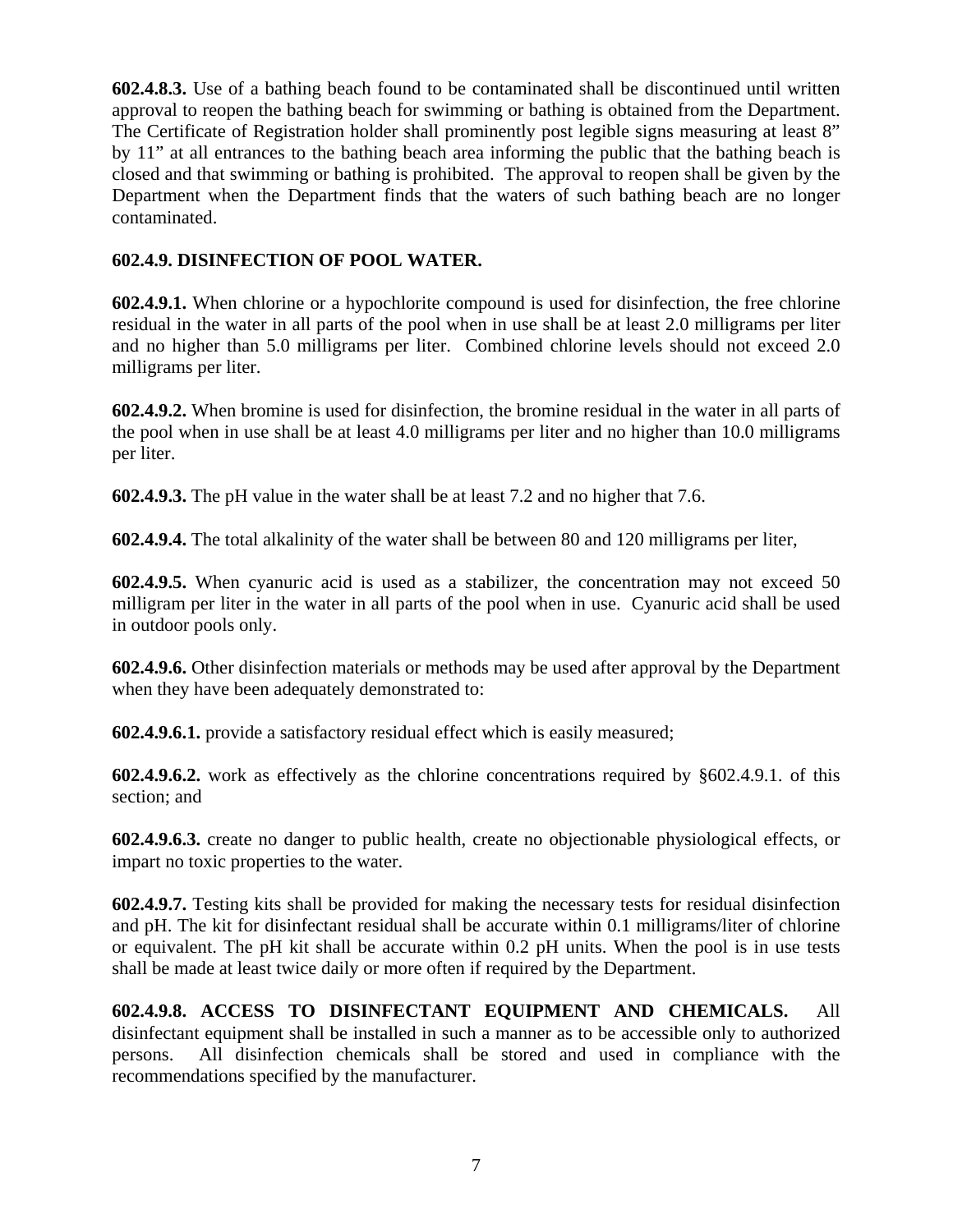**602.4.8.3.** Use of a bathing beach found to be contaminated shall be discontinued until written approval to reopen the bathing beach for swimming or bathing is obtained from the Department. The Certificate of Registration holder shall prominently post legible signs measuring at least 8" by 11" at all entrances to the bathing beach area informing the public that the bathing beach is closed and that swimming or bathing is prohibited. The approval to reopen shall be given by the Department when the Department finds that the waters of such bathing beach are no longer contaminated.

**602.4.9. DISINFECTION OF POOL WATER.**

**602.4.9.1.** When chlorine or a hypochlorite compound is used for disinfection, the free chlorine residual in the water in all parts of the pool when in use shall be at least 2.0 milligrams per liter and no higher than 5.0 milligrams per liter. Combined chlorine levels should not exceed 2.0 milligrams per liter.

**602.4.9.2.** When bromine is used for disinfection, the bromine residual in the water in all parts of the pool when in use shall be at least 4.0 milligrams per liter and no higher than 10.0 milligrams per liter.

**602.4.9.3.** The pH value in the water shall be at least 7.2 and no higher that 7.6.

**602.4.9.4.** The total alkalinity of the water shall be between 80 and 120 milligrams per liter,

**602.4.9.5.** When cyanuric acid is used as a stabilizer, the concentration may not exceed 50 milligram per liter in the water in all parts of the pool when in use. Cyanuric acid shall be used in outdoor pools only.

**602.4.9.6.** Other disinfection materials or methods may be used after approval by the Department when they have been adequately demonstrated to:

**602.4.9.6.1.** provide a satisfactory residual effect which is easily measured;

**602.4.9.6.2.** work as effectively as the chlorine concentrations required by §602.4.9.1. of this section; and

**602.4.9.6.3.** create no danger to public health, create no objectionable physiological effects, or impart no toxic properties to the water.

**602.4.9.7.** Testing kits shall be provided for making the necessary tests for residual disinfection and pH. The kit for disinfectant residual shall be accurate within 0.1 milligrams/liter of chlorine or equivalent. The pH kit shall be accurate within 0.2 pH units. When the pool is in use tests shall be made at least twice daily or more often if required by the Department.

**602.4.9.8. ACCESS TO DISINFECTANT EQUIPMENT AND CHEMICALS.** All disinfectant equipment shall be installed in such a manner as to be accessible only to authorized persons. All disinfection chemicals shall be stored and used in compliance with the recommendations specified by the manufacturer.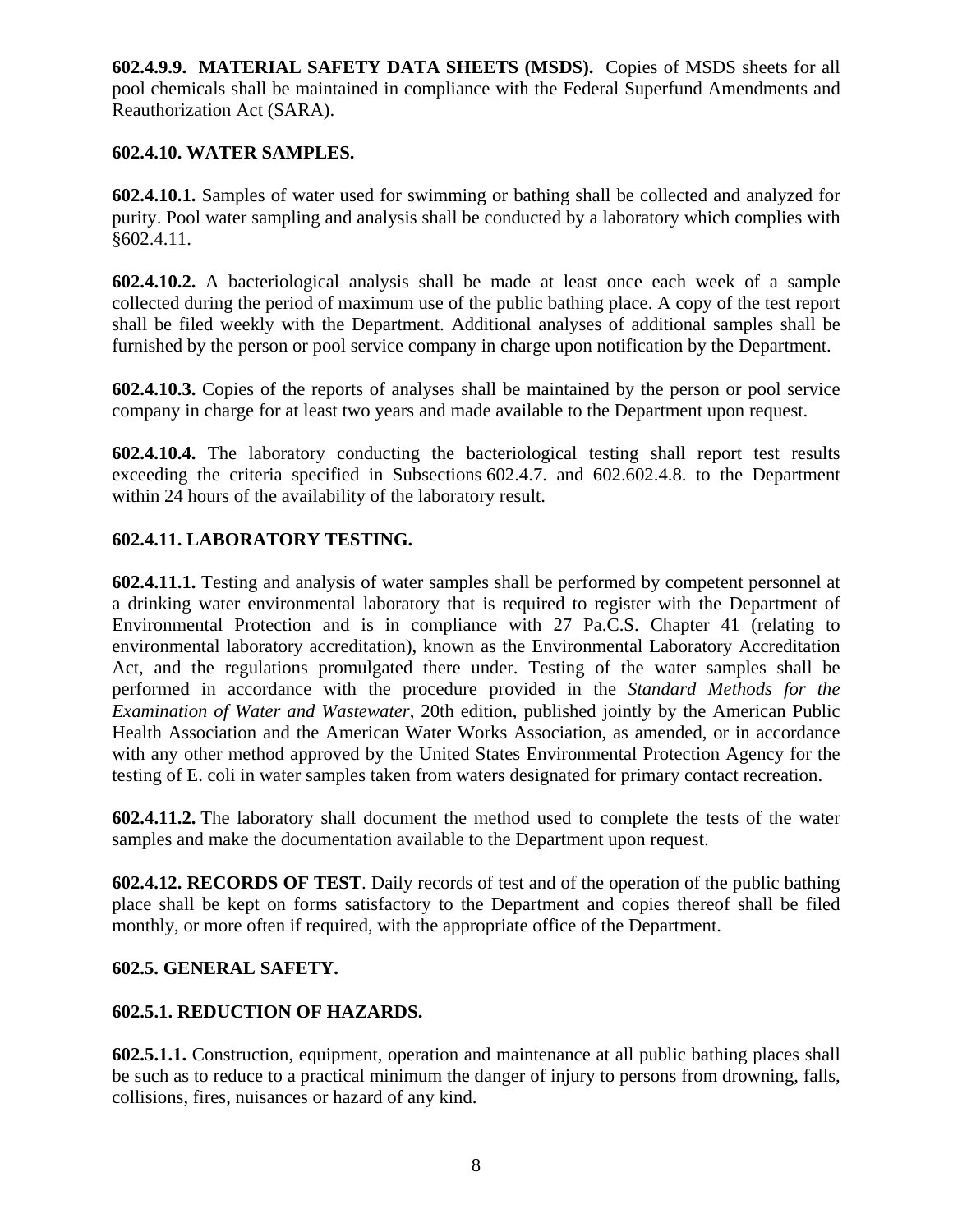**602.4.9.9. MATERIAL SAFETY DATA SHEETS (MSDS).** Copies of MSDS sheets for all pool chemicals shall be maintained in compliance with the Federal Superfund Amendments and Reauthorization Act (SARA).

**602.4.10. WATER SAMPLES.**

**602.4.10.1.** Samples of water used for swimming or bathing shall be collected and analyzed for purity. Pool water sampling and analysis shall be conducted by a laboratory which complies with §602.4.11.

**602.4.10.2.** A bacteriological analysis shall be made at least once each week of a sample collected during the period of maximum use of the public bathing place. A copy of the test report shall be filed weekly with the Department. Additional analyses of additional samples shall be furnished by the person or pool service company in charge upon notification by the Department.

**602.4.10.3.** Copies of the reports of analyses shall be maintained by the person or pool service company in charge for at least two years and made available to the Department upon request.

**602.4.10.4.** The laboratory conducting the bacteriological testing shall report test results exceeding the criteria specified in Subsections 602.4.7. and 602.602.4.8. to the Department within 24 hours of the availability of the laboratory result.

**602.4.11. LABORATORY TESTING.**

**602.4.11.1.** Testing and analysis of water samples shall be performed by competent personnel at a drinking water environmental laboratory that is required to register with the Department of Environmental Protection and is in compliance with 27 Pa.C.S. Chapter 41 (relating to environmental laboratory accreditation), known as the Environmental Laboratory Accreditation Act, and the regulations promulgated there under. Testing of the water samples shall be performed in accordance with the procedure provided in the *Standard Methods for the Examination of Water and Wastewater*, 20th edition, published jointly by the American Public Health Association and the American Water Works Association, as amended, or in accordance with any other method approved by the United States Environmental Protection Agency for the testing of E. coli in water samples taken from waters designated for primary contact recreation.

**602.4.11.2.** The laboratory shall document the method used to complete the tests of the water samples and make the documentation available to the Department upon request.

**602.4.12. RECORDS OF TEST**. Daily records of test and of the operation of the public bathing place shall be kept on forms satisfactory to the Department and copies thereof shall be filed monthly, or more often if required, with the appropriate office of the Department.

**602.5. GENERAL SAFETY.**

**602.5.1. REDUCTION OF HAZARDS.**

**602.5.1.1.** Construction, equipment, operation and maintenance at all public bathing places shall be such as to reduce to a practical minimum the danger of injury to persons from drowning, falls, collisions, fires, nuisances or hazard of any kind.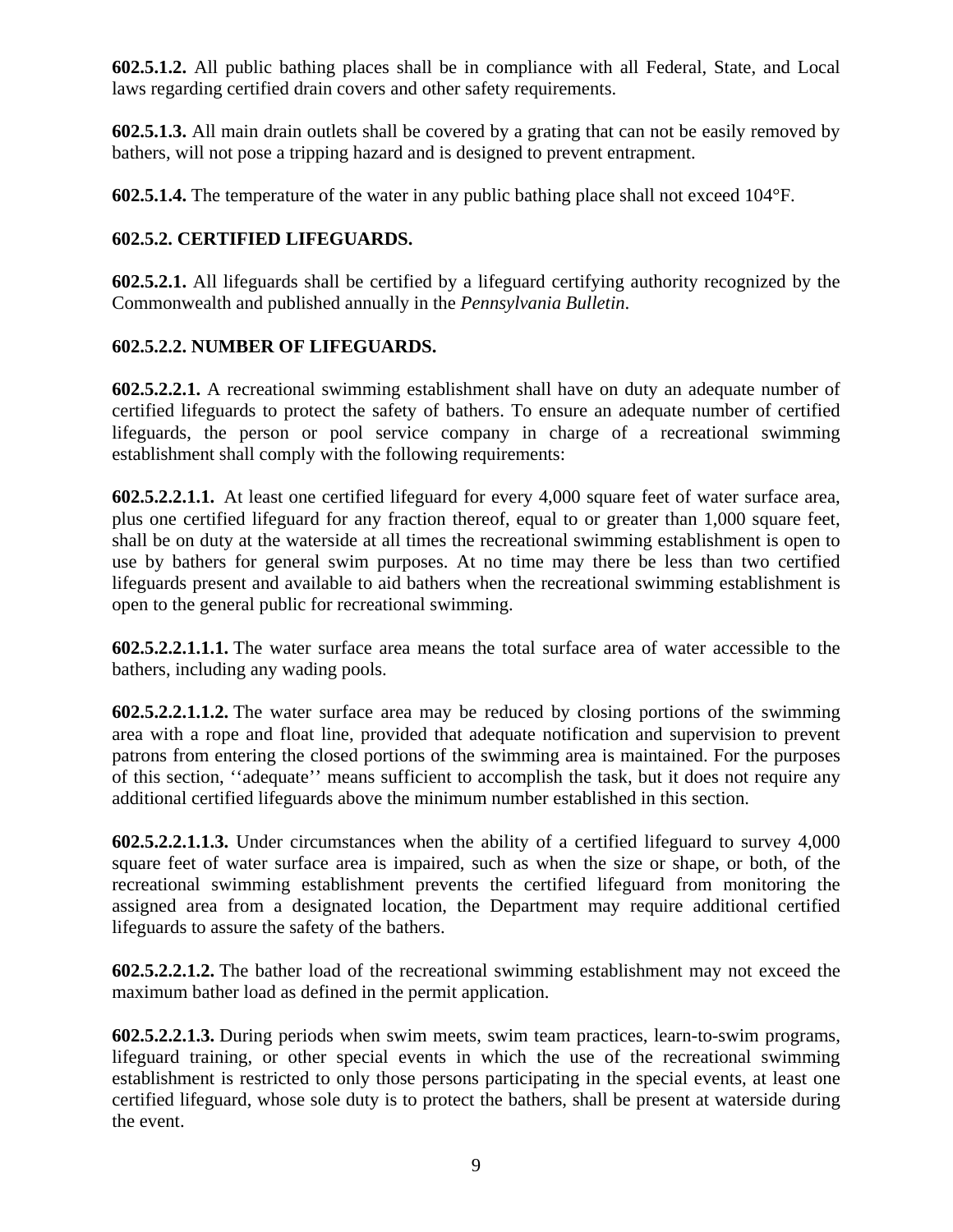**602.5.1.2.** All public bathing places shall be in compliance with all Federal, State, and Local laws regarding certified drain covers and other safety requirements.

**602.5.1.3.** All main drain outlets shall be covered by a grating that can not be easily removed by bathers, will not pose a tripping hazard and is designed to prevent entrapment.

**602.5.1.4.** The temperature of the water in any public bathing place shall not exceed 104°F.

**602.5.2. CERTIFIED LIFEGUARDS.**

**602.5.2.1.** All lifeguards shall be certified by a lifeguard certifying authority recognized by the Commonwealth and published annually in the *Pennsylvania Bulletin*.

**602.5.2.2. NUMBER OF LIFEGUARDS.**

**602.5.2.2.1.** A recreational swimming establishment shall have on duty an adequate number of certified lifeguards to protect the safety of bathers. To ensure an adequate number of certified lifeguards, the person or pool service company in charge of a recreational swimming establishment shall comply with the following requirements:

**602.5.2.2.1.1.** At least one certified lifeguard for every 4,000 square feet of water surface area, plus one certified lifeguard for any fraction thereof, equal to or greater than 1,000 square feet, shall be on duty at the waterside at all times the recreational swimming establishment is open to use by bathers for general swim purposes. At no time may there be less than two certified lifeguards present and available to aid bathers when the recreational swimming establishment is open to the general public for recreational swimming.

**602.5.2.2.1.1.1.** The water surface area means the total surface area of water accessible to the bathers, including any wading pools.

**602.5.2.2.1.1.2.** The water surface area may be reduced by closing portions of the swimming area with a rope and float line, provided that adequate notification and supervision to prevent patrons from entering the closed portions of the swimming area is maintained. For the purposes of this section, ‘‘adequate’’ means sufficient to accomplish the task, but it does not require any additional certified lifeguards above the minimum number established in this section.

**602.5.2.2.1.1.3.** Under circumstances when the ability of a certified lifeguard to survey 4,000 square feet of water surface area is impaired, such as when the size or shape, or both, of the recreational swimming establishment prevents the certified lifeguard from monitoring the assigned area from a designated location, the Department may require additional certified lifeguards to assure the safety of the bathers.

**602.5.2.2.1.2.** The bather load of the recreational swimming establishment may not exceed the maximum bather load as defined in the permit application.

**602.5.2.2.1.3.** During periods when swim meets, swim team practices, learn-to-swim programs, lifeguard training, or other special events in which the use of the recreational swimming establishment is restricted to only those persons participating in the special events, at least one certified lifeguard, whose sole duty is to protect the bathers, shall be present at waterside during the event.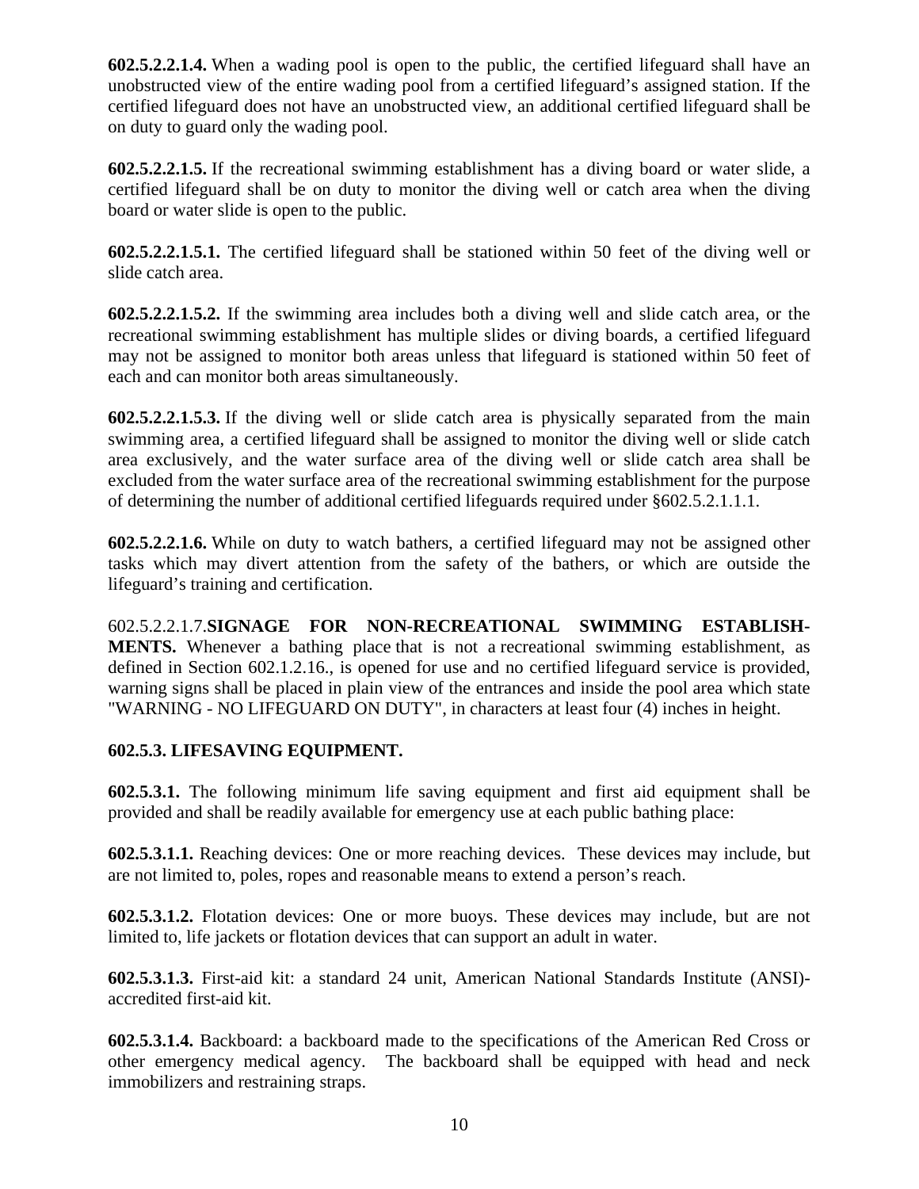**602.5.2.2.1.4.** When a wading pool is open to the public, the certified lifeguard shall have an unobstructed view of the entire wading pool from a certified lifeguard's assigned station. If the certified lifeguard does not have an unobstructed view, an additional certified lifeguard shall be on duty to guard only the wading pool.

**602.5.2.2.1.5.** If the recreational swimming establishment has a diving board or water slide, a certified lifeguard shall be on duty to monitor the diving well or catch area when the diving board or water slide is open to the public.

**602.5.2.2.1.5.1.** The certified lifeguard shall be stationed within 50 feet of the diving well or slide catch area.

**602.5.2.2.1.5.2.** If the swimming area includes both a diving well and slide catch area, or the recreational swimming establishment has multiple slides or diving boards, a certified lifeguard may not be assigned to monitor both areas unless that lifeguard is stationed within 50 feet of each and can monitor both areas simultaneously.

**602.5.2.2.1.5.3.** If the diving well or slide catch area is physically separated from the main swimming area, a certified lifeguard shall be assigned to monitor the diving well or slide catch area exclusively, and the water surface area of the diving well or slide catch area shall be excluded from the water surface area of the recreational swimming establishment for the purpose of determining the number of additional certified lifeguards required under §602.5.2.1.1.1.

**602.5.2.2.1.6.** While on duty to watch bathers, a certified lifeguard may not be assigned other tasks which may divert attention from the safety of the bathers, or which are outside the lifeguard's training and certification.

602.5.2.2.1.7.**SIGNAGE FOR NON-RECREATIONAL SWIMMING ESTABLISH-MENTS.** Whenever a bathing place that is not a recreational swimming establishment, as defined in Section 602.1.2.16., is opened for use and no certified lifeguard service is provided, warning signs shall be placed in plain view of the entrances and inside the pool area which state "WARNING - NO LIFEGUARD ON DUTY", in characters at least four (4) inches in height.

**602.5.3. LIFESAVING EQUIPMENT.**

**602.5.3.1.** The following minimum life saving equipment and first aid equipment shall be provided and shall be readily available for emergency use at each public bathing place:

**602.5.3.1.1.** Reaching devices: One or more reaching devices. These devices may include, but are not limited to, poles, ropes and reasonable means to extend a person's reach.

**602.5.3.1.2.** Flotation devices: One or more buoys. These devices may include, but are not limited to, life jackets or flotation devices that can support an adult in water.

**602.5.3.1.3.** First-aid kit: a standard 24 unit, American National Standards Institute (ANSI)-accredited first-aid kit.

**602.5.3.1.4.** Backboard: a backboard made to the specifications of the American Red Cross or other emergency medical agency. The backboard shall be equipped with head and neck immobilizers and restraining straps.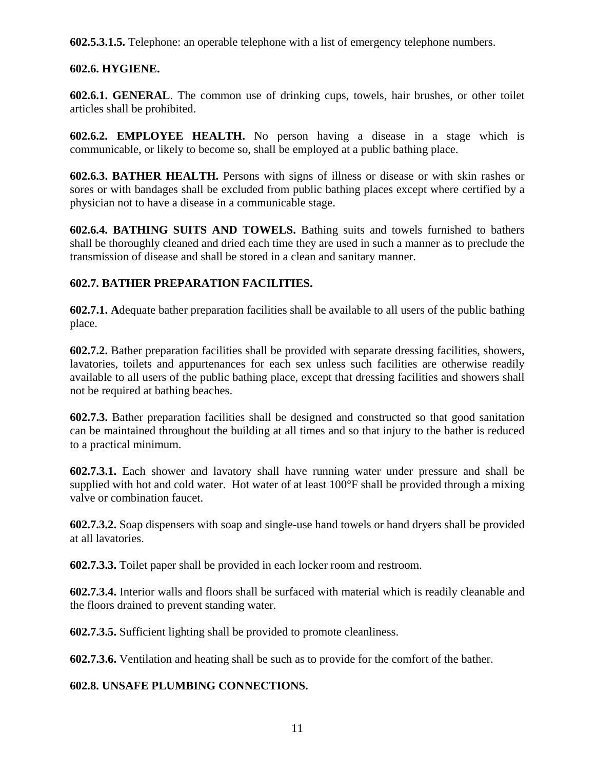**602.5.3.1.5.** Telephone: an operable telephone with a list of emergency telephone numbers.

**602.6. HYGIENE.**

**602.6.1. GENERAL**. The common use of drinking cups, towels, hair brushes, or other toilet articles shall be prohibited.

**602.6.2. EMPLOYEE HEALTH.** No person having a disease in a stage which is communicable, or likely to become so, shall be employed at a public bathing place.

**602.6.3. BATHER HEALTH.** Persons with signs of illness or disease or with skin rashes or sores or with bandages shall be excluded from public bathing places except where certified by a physician not to have a disease in a communicable stage.

**602.6.4. BATHING SUITS AND TOWELS.** Bathing suits and towels furnished to bathers shall be thoroughly cleaned and dried each time they are used in such a manner as to preclude the transmission of disease and shall be stored in a clean and sanitary manner.

**602.7. BATHER PREPARATION FACILITIES.**

**602.7.1. A**dequate bather preparation facilities shall be available to all users of the public bathing place.

**602.7.2.** Bather preparation facilities shall be provided with separate dressing facilities, showers, lavatories, toilets and appurtenances for each sex unless such facilities are otherwise readily available to all users of the public bathing place, except that dressing facilities and showers shall not be required at bathing beaches.

**602.7.3.** Bather preparation facilities shall be designed and constructed so that good sanitation can be maintained throughout the building at all times and so that injury to the bather is reduced to a practical minimum.

**602.7.3.1.** Each shower and lavatory shall have running water under pressure and shall be supplied with hot and cold water. Hot water of at least 100°F shall be provided through a mixing valve or combination faucet.

**602.7.3.2.** Soap dispensers with soap and single-use hand towels or hand dryers shall be provided at all lavatories.

**602.7.3.3.** Toilet paper shall be provided in each locker room and restroom.

**602.7.3.4.** Interior walls and floors shall be surfaced with material which is readily cleanable and the floors drained to prevent standing water.

**602.7.3.5.** Sufficient lighting shall be provided to promote cleanliness.

**602.7.3.6.** Ventilation and heating shall be such as to provide for the comfort of the bather.

**602.8. UNSAFE PLUMBING CONNECTIONS.**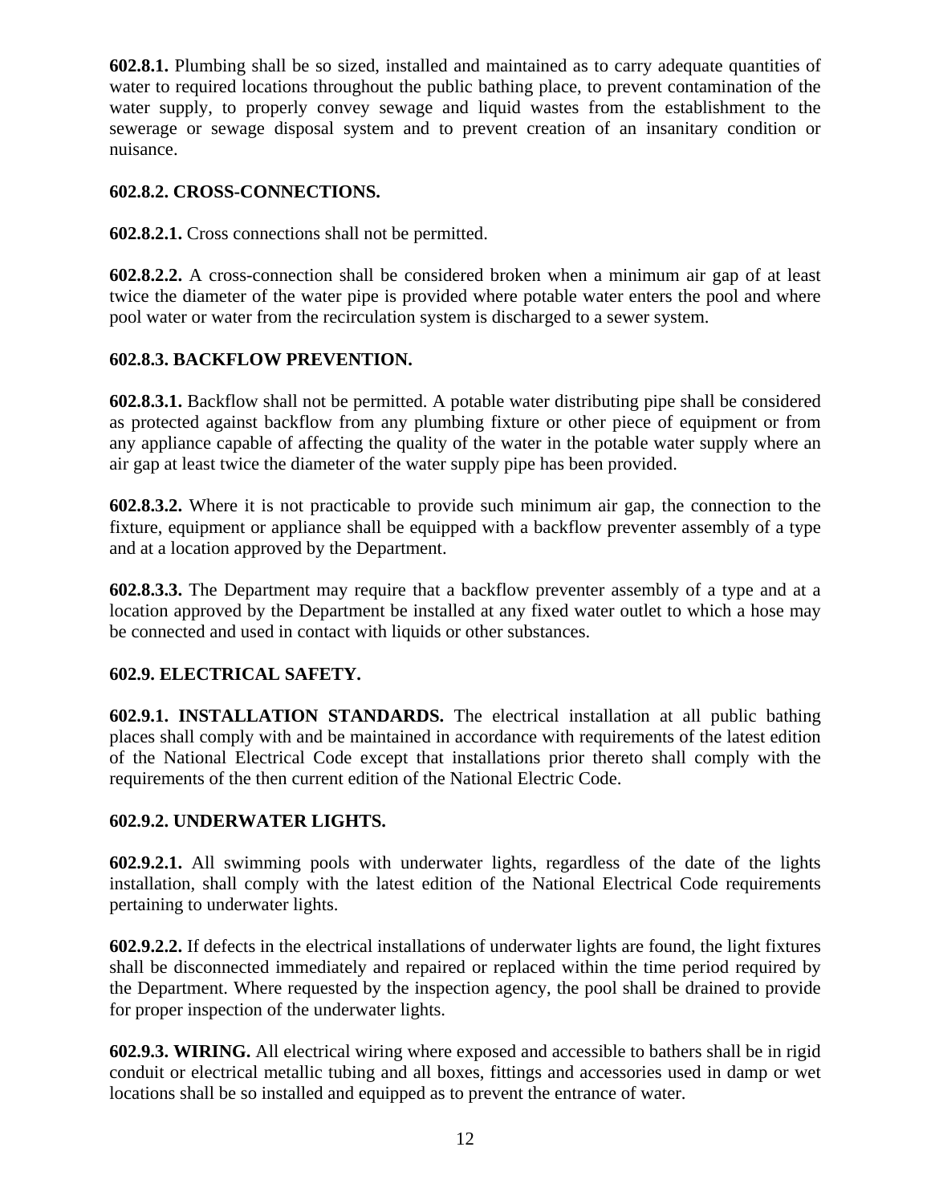**602.8.1.** Plumbing shall be so sized, installed and maintained as to carry adequate quantities of water to required locations throughout the public bathing place, to prevent contamination of the water supply, to properly convey sewage and liquid wastes from the establishment to the sewerage or sewage disposal system and to prevent creation of an insanitary condition or nuisance.

**602.8.2. CROSS-CONNECTIONS.**

**602.8.2.1.** Cross connections shall not be permitted.

**602.8.2.2.** A cross-connection shall be considered broken when a minimum air gap of at least twice the diameter of the water pipe is provided where potable water enters the pool and where pool water or water from the recirculation system is discharged to a sewer system.

**602.8.3. BACKFLOW PREVENTION.**

**602.8.3.1.** Backflow shall not be permitted. A potable water distributing pipe shall be considered as protected against backflow from any plumbing fixture or other piece of equipment or from any appliance capable of affecting the quality of the water in the potable water supply where an air gap at least twice the diameter of the water supply pipe has been provided.

**602.8.3.2.** Where it is not practicable to provide such minimum air gap, the connection to the fixture, equipment or appliance shall be equipped with a backflow preventer assembly of a type and at a location approved by the Department.

**602.8.3.3.** The Department may require that a backflow preventer assembly of a type and at a location approved by the Department be installed at any fixed water outlet to which a hose may be connected and used in contact with liquids or other substances.

**602.9. ELECTRICAL SAFETY.**

**602.9.1. INSTALLATION STANDARDS.** The electrical installation at all public bathing places shall comply with and be maintained in accordance with requirements of the latest edition of the National Electrical Code except that installations prior thereto shall comply with the requirements of the then current edition of the National Electric Code.

**602.9.2. UNDERWATER LIGHTS.**

**602.9.2.1.** All swimming pools with underwater lights, regardless of the date of the lights installation, shall comply with the latest edition of the National Electrical Code requirements pertaining to underwater lights.

**602.9.2.2.** If defects in the electrical installations of underwater lights are found, the light fixtures shall be disconnected immediately and repaired or replaced within the time period required by the Department. Where requested by the inspection agency, the pool shall be drained to provide for proper inspection of the underwater lights.

**602.9.3. WIRING.** All electrical wiring where exposed and accessible to bathers shall be in rigid conduit or electrical metallic tubing and all boxes, fittings and accessories used in damp or wet locations shall be so installed and equipped as to prevent the entrance of water.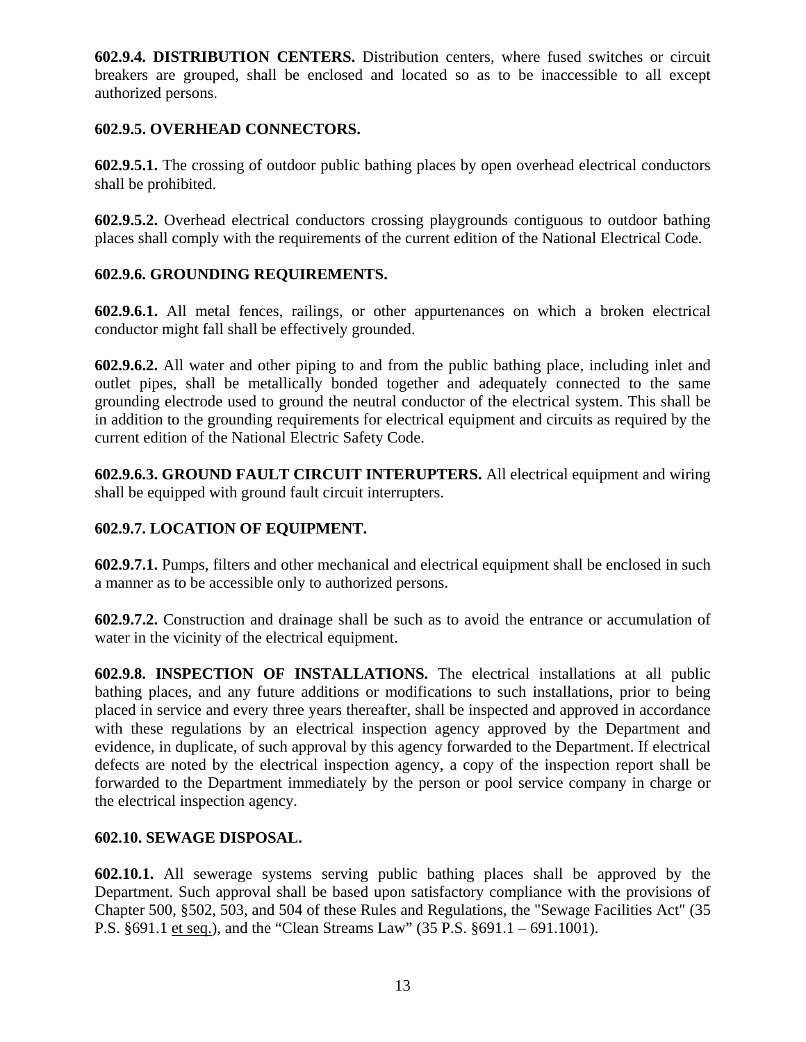**602.9.4. DISTRIBUTION CENTERS.** Distribution centers, where fused switches or circuit breakers are grouped, shall be enclosed and located so as to be inaccessible to all except authorized persons.

**602.9.5. OVERHEAD CONNECTORS.**

**602.9.5.1.** The crossing of outdoor public bathing places by open overhead electrical conductors shall be prohibited.

**602.9.5.2.** Overhead electrical conductors crossing playgrounds contiguous to outdoor bathing places shall comply with the requirements of the current edition of the National Electrical Code.

**602.9.6. GROUNDING REQUIREMENTS.**

**602.9.6.1.** All metal fences, railings, or other appurtenances on which a broken electrical conductor might fall shall be effectively grounded.

**602.9.6.2.** All water and other piping to and from the public bathing place, including inlet and outlet pipes, shall be metallically bonded together and adequately connected to the same grounding electrode used to ground the neutral conductor of the electrical system. This shall be in addition to the grounding requirements for electrical equipment and circuits as required by the current edition of the National Electric Safety Code.

**602.9.6.3. GROUND FAULT CIRCUIT INTERUPTERS.** All electrical equipment and wiring shall be equipped with ground fault circuit interrupters.

**602.9.7. LOCATION OF EQUIPMENT.**

**602.9.7.1.** Pumps, filters and other mechanical and electrical equipment shall be enclosed in such a manner as to be accessible only to authorized persons.

**602.9.7.2.** Construction and drainage shall be such as to avoid the entrance or accumulation of water in the vicinity of the electrical equipment.

**602.9.8. INSPECTION OF INSTALLATIONS.** The electrical installations at all public bathing places, and any future additions or modifications to such installations, prior to being placed in service and every three years thereafter, shall be inspected and approved in accordance with these regulations by an electrical inspection agency approved by the Department and evidence, in duplicate, of such approval by this agency forwarded to the Department. If electrical defects are noted by the electrical inspection agency, a copy of the inspection report shall be forwarded to the Department immediately by the person or pool service company in charge or the electrical inspection agency.

**602.10. SEWAGE DISPOSAL.**

**602.10.1.** All sewerage systems serving public bathing places shall be approved by the Department. Such approval shall be based upon satisfactory compliance with the provisions of Chapter 500, §502, 503, and 504 of these Rules and Regulations, the "Sewage Facilities Act" (35 P.S. §691.1 et seq.), and the "Clean Streams Law" (35 P.S. §691.1 – 691.1001).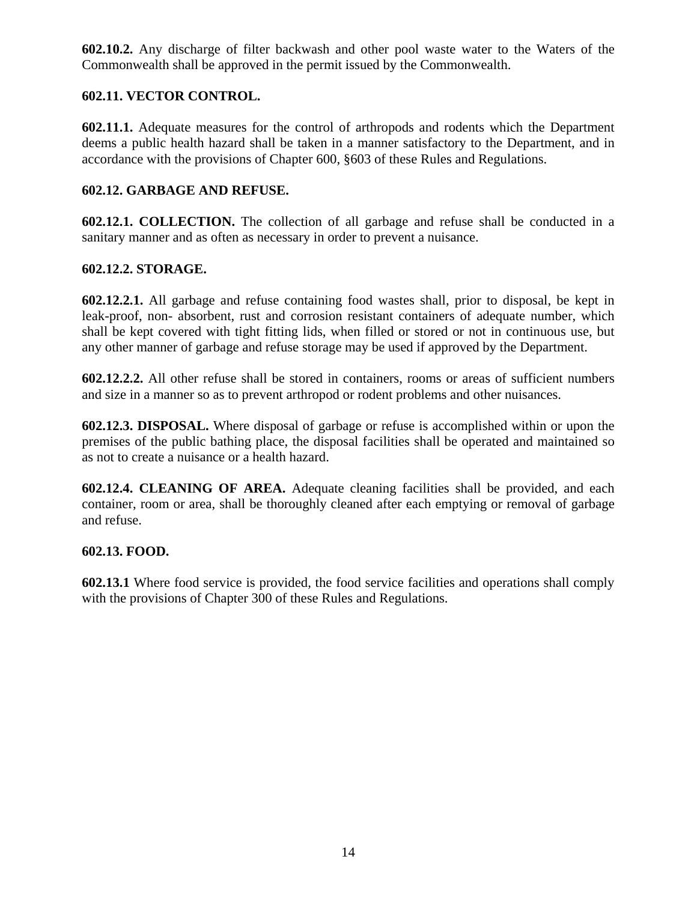**602.10.2.** Any discharge of filter backwash and other pool waste water to the Waters of the Commonwealth shall be approved in the permit issued by the Commonwealth.

**602.11. VECTOR CONTROL.**

**602.11.1.** Adequate measures for the control of arthropods and rodents which the Department deems a public health hazard shall be taken in a manner satisfactory to the Department, and in accordance with the provisions of Chapter 600, §603 of these Rules and Regulations.

**602.12. GARBAGE AND REFUSE.**

**602.12.1. COLLECTION.** The collection of all garbage and refuse shall be conducted in a sanitary manner and as often as necessary in order to prevent a nuisance.

**602.12.2. STORAGE.**

**602.12.2.1.** All garbage and refuse containing food wastes shall, prior to disposal, be kept in leak-proof, non- absorbent, rust and corrosion resistant containers of adequate number, which shall be kept covered with tight fitting lids, when filled or stored or not in continuous use, but any other manner of garbage and refuse storage may be used if approved by the Department.

**602.12.2.2.** All other refuse shall be stored in containers, rooms or areas of sufficient numbers and size in a manner so as to prevent arthropod or rodent problems and other nuisances.

**602.12.3. DISPOSAL.** Where disposal of garbage or refuse is accomplished within or upon the premises of the public bathing place, the disposal facilities shall be operated and maintained so as not to create a nuisance or a health hazard.

**602.12.4. CLEANING OF AREA.** Adequate cleaning facilities shall be provided, and each container, room or area, shall be thoroughly cleaned after each emptying or removal of garbage and refuse.

**602.13. FOOD.**

**602.13.1** Where food service is provided, the food service facilities and operations shall comply with the provisions of Chapter 300 of these Rules and Regulations.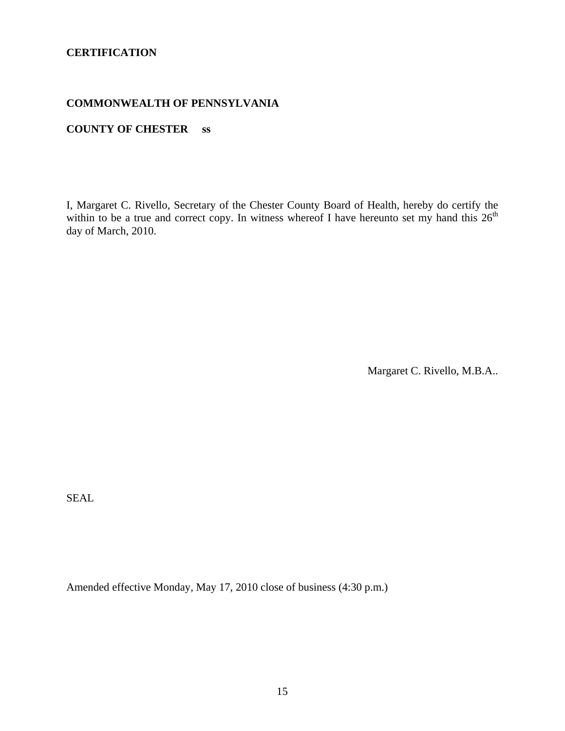**CERTIFICATION**

**COMMONWEALTH OF PENNSYLVANIA**

**COUNTY OF CHESTER ss**

I, Margaret C. Rivello, Secretary of the Chester County Board of Health, hereby do certify the within to be a true and correct copy. In witness whereof I have hereunto set my hand this 26th day of March, 2010.

Margaret C. Rivello, M.B.A..

SEAL

Amended effective Monday, May 17, 2010 close of business (4:30 p.m.)